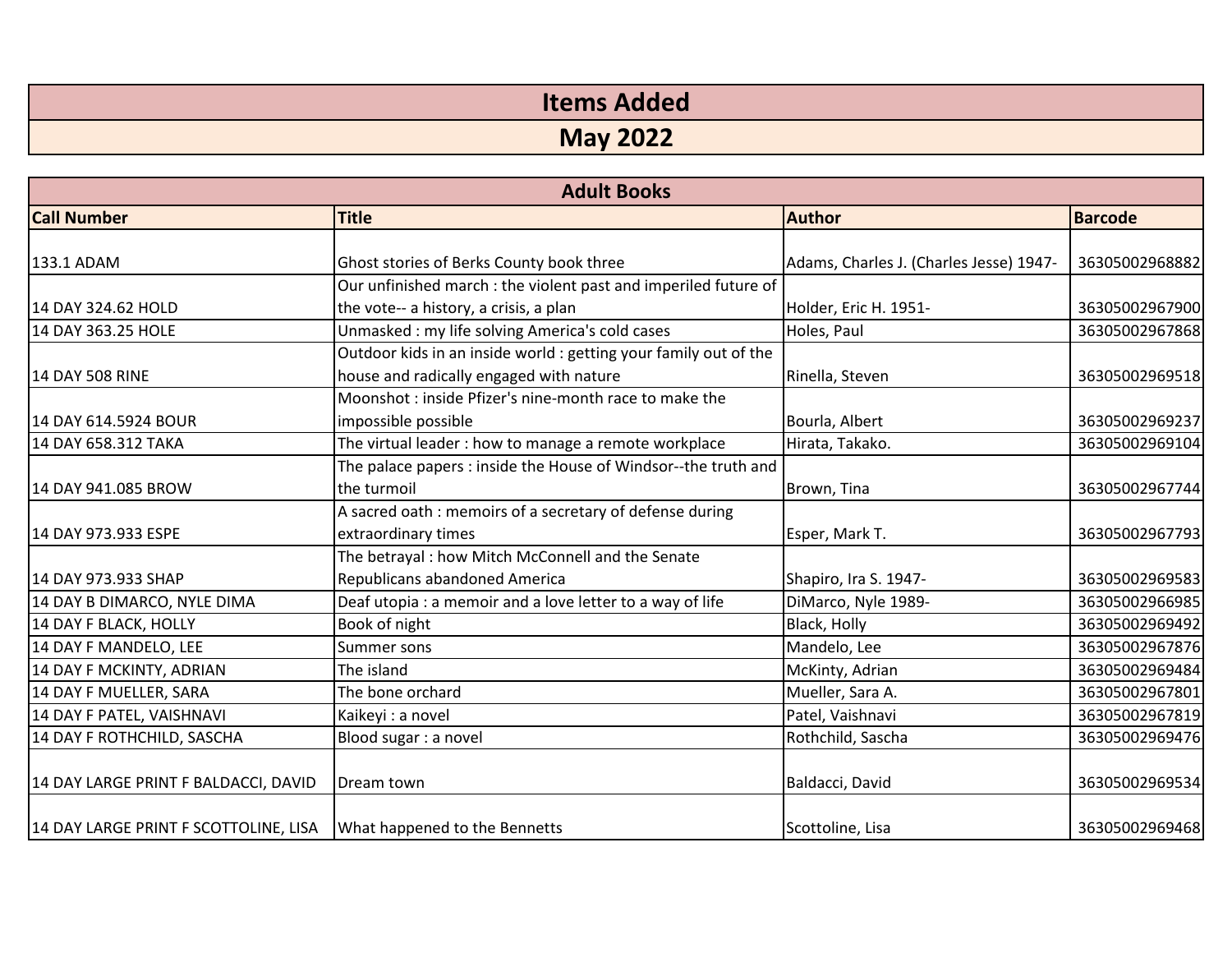# Items Added

## May 2022

| Adult Books | | | |
|---|---|---|---|
| **Call Number** | **Title** | **Author** | **Barcode** |
| 133.1 ADAM | Ghost stories of Berks County book three | Adams, Charles J. (Charles Jesse) 1947- | 36305002968882 |
| 14 DAY 324.62 HOLD | Our unfinished march : the violent past and imperiled future of the vote-- a history, a crisis, a plan | Holder, Eric H. 1951- | 36305002967900 |
| 14 DAY 363.25 HOLE | Unmasked : my life solving America's cold cases | Holes, Paul | 36305002967868 |
| 14 DAY 508 RINE | Outdoor kids in an inside world : getting your family out of the house and radically engaged with nature | Rinella, Steven | 36305002969518 |
| 14 DAY 614.5924 BOUR | Moonshot : inside Pfizer's nine-month race to make the impossible possible | Bourla, Albert | 36305002969237 |
| 14 DAY 658.312 TAKA | The virtual leader : how to manage a remote workplace | Hirata, Takako. | 36305002969104 |
| 14 DAY 941.085 BROW | The palace papers : inside the House of Windsor--the truth and the turmoil | Brown, Tina | 36305002967744 |
| 14 DAY 973.933 ESPE | A sacred oath : memoirs of a secretary of defense during extraordinary times | Esper, Mark T. | 36305002967793 |
| 14 DAY 973.933 SHAP | The betrayal : how Mitch McConnell and the Senate Republicans abandoned America | Shapiro, Ira S. 1947- | 36305002969583 |
| 14 DAY B DIMARCO, NYLE DIMA | Deaf utopia : a memoir and a love letter to a way of life | DiMarco, Nyle 1989- | 36305002966985 |
| 14 DAY F BLACK, HOLLY | Book of night | Black, Holly | 36305002969492 |
| 14 DAY F MANDELO, LEE | Summer sons | Mandelo, Lee | 36305002967876 |
| 14 DAY F MCKINTY, ADRIAN | The island | McKinty, Adrian | 36305002969484 |
| 14 DAY F MUELLER, SARA | The bone orchard | Mueller, Sara A. | 36305002967801 |
| 14 DAY F PATEL, VAISHNAVI | Kaikeyi : a novel | Patel, Vaishnavi | 36305002967819 |
| 14 DAY F ROTHCHILD, SASCHA | Blood sugar : a novel | Rothchild, Sascha | 36305002969476 |
| 14 DAY LARGE PRINT F BALDACCI, DAVID | Dream town | Baldacci, David | 36305002969534 |
| 14 DAY LARGE PRINT F SCOTTOLINE, LISA | What happened to the Bennetts | Scottoline, Lisa | 36305002969468 |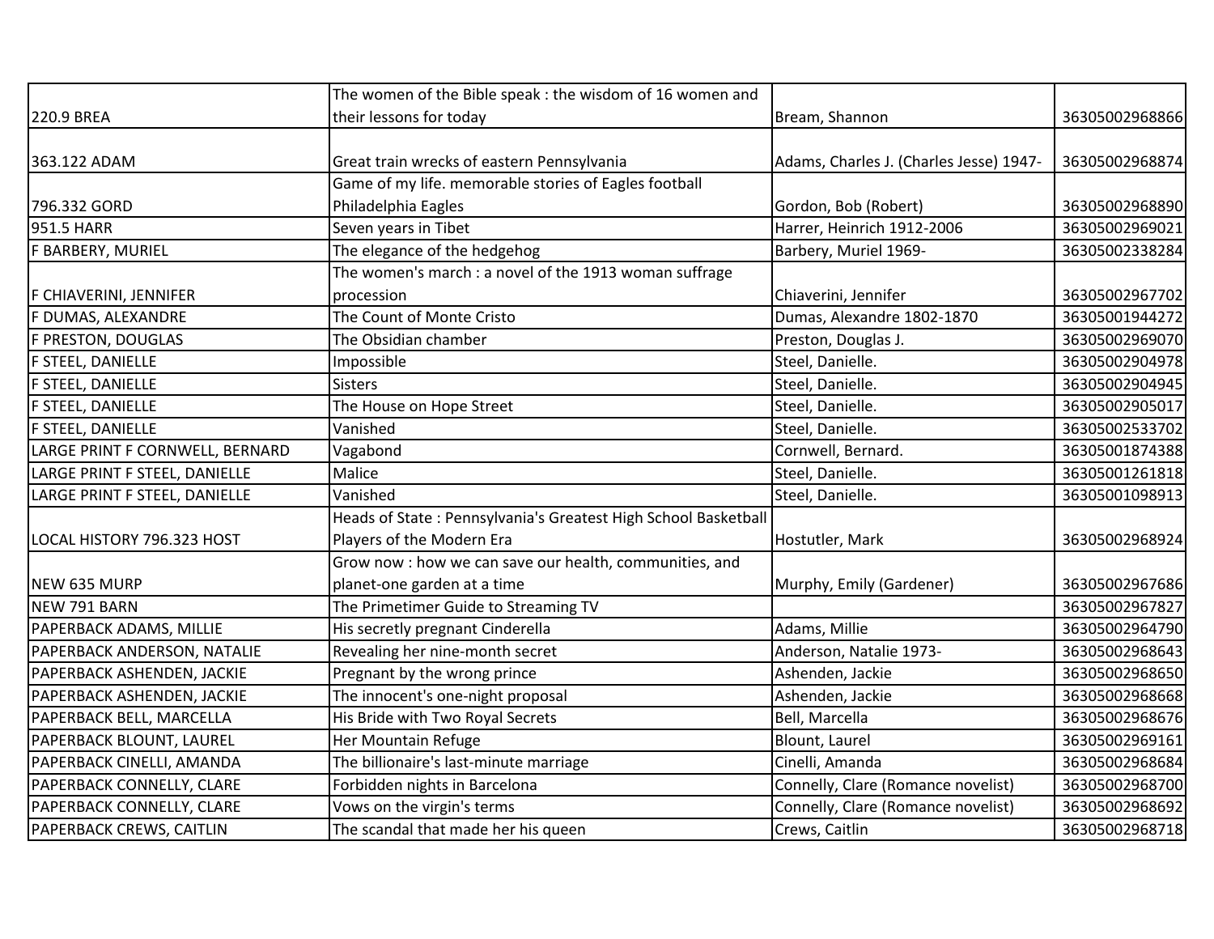| | | | |
|---|---|---|---|
| 220.9 BREA | The women of the Bible speak : the wisdom of 16 women and their lessons for today | Bream, Shannon | 36305002968866 |
| 363.122 ADAM | Great train wrecks of eastern Pennsylvania | Adams, Charles J. (Charles Jesse) 1947- | 36305002968874 |
| 796.332 GORD | Game of my life. memorable stories of Eagles football Philadelphia Eagles | Gordon, Bob (Robert) | 36305002968890 |
| 951.5 HARR | Seven years in Tibet | Harrer, Heinrich 1912-2006 | 36305002969021 |
| F BARBERY, MURIEL | The elegance of the hedgehog | Barbery, Muriel 1969- | 36305002338284 |
| F CHIAVERINI, JENNIFER | The women's march : a novel of the 1913 woman suffrage procession | Chiaverini, Jennifer | 36305002967702 |
| F DUMAS, ALEXANDRE | The Count of Monte Cristo | Dumas, Alexandre 1802-1870 | 36305001944272 |
| F PRESTON, DOUGLAS | The Obsidian chamber | Preston, Douglas J. | 36305002969070 |
| F STEEL, DANIELLE | Impossible | Steel, Danielle. | 36305002904978 |
| F STEEL, DANIELLE | Sisters | Steel, Danielle. | 36305002904945 |
| F STEEL, DANIELLE | The House on Hope Street | Steel, Danielle. | 36305002905017 |
| F STEEL, DANIELLE | Vanished | Steel, Danielle. | 36305002533702 |
| LARGE PRINT F CORNWELL, BERNARD | Vagabond | Cornwell, Bernard. | 36305001874388 |
| LARGE PRINT F STEEL, DANIELLE | Malice | Steel, Danielle. | 36305001261818 |
| LARGE PRINT F STEEL, DANIELLE | Vanished | Steel, Danielle. | 36305001098913 |
| LOCAL HISTORY 796.323 HOST | Heads of State : Pennsylvania's Greatest High School Basketball Players of the Modern Era | Hostutler, Mark | 36305002968924 |
| NEW 635 MURP | Grow now : how we can save our health, communities, and planet-one garden at a time | Murphy, Emily (Gardener) | 36305002967686 |
| NEW 791 BARN | The Primetimer Guide to Streaming TV | | 36305002967827 |
| PAPERBACK ADAMS, MILLIE | His secretly pregnant Cinderella | Adams, Millie | 36305002964790 |
| PAPERBACK ANDERSON, NATALIE | Revealing her nine-month secret | Anderson, Natalie 1973- | 36305002968643 |
| PAPERBACK ASHENDEN, JACKIE | Pregnant by the wrong prince | Ashenden, Jackie | 36305002968650 |
| PAPERBACK ASHENDEN, JACKIE | The innocent's one-night proposal | Ashenden, Jackie | 36305002968668 |
| PAPERBACK BELL, MARCELLA | His Bride with Two Royal Secrets | Bell, Marcella | 36305002968676 |
| PAPERBACK BLOUNT, LAUREL | Her Mountain Refuge | Blount, Laurel | 36305002969161 |
| PAPERBACK CINELLI, AMANDA | The billionaire's last-minute marriage | Cinelli, Amanda | 36305002968684 |
| PAPERBACK CONNELLY, CLARE | Forbidden nights in Barcelona | Connelly, Clare (Romance novelist) | 36305002968700 |
| PAPERBACK CONNELLY, CLARE | Vows on the virgin's terms | Connelly, Clare (Romance novelist) | 36305002968692 |
| PAPERBACK CREWS, CAITLIN | The scandal that made her his queen | Crews, Caitlin | 36305002968718 |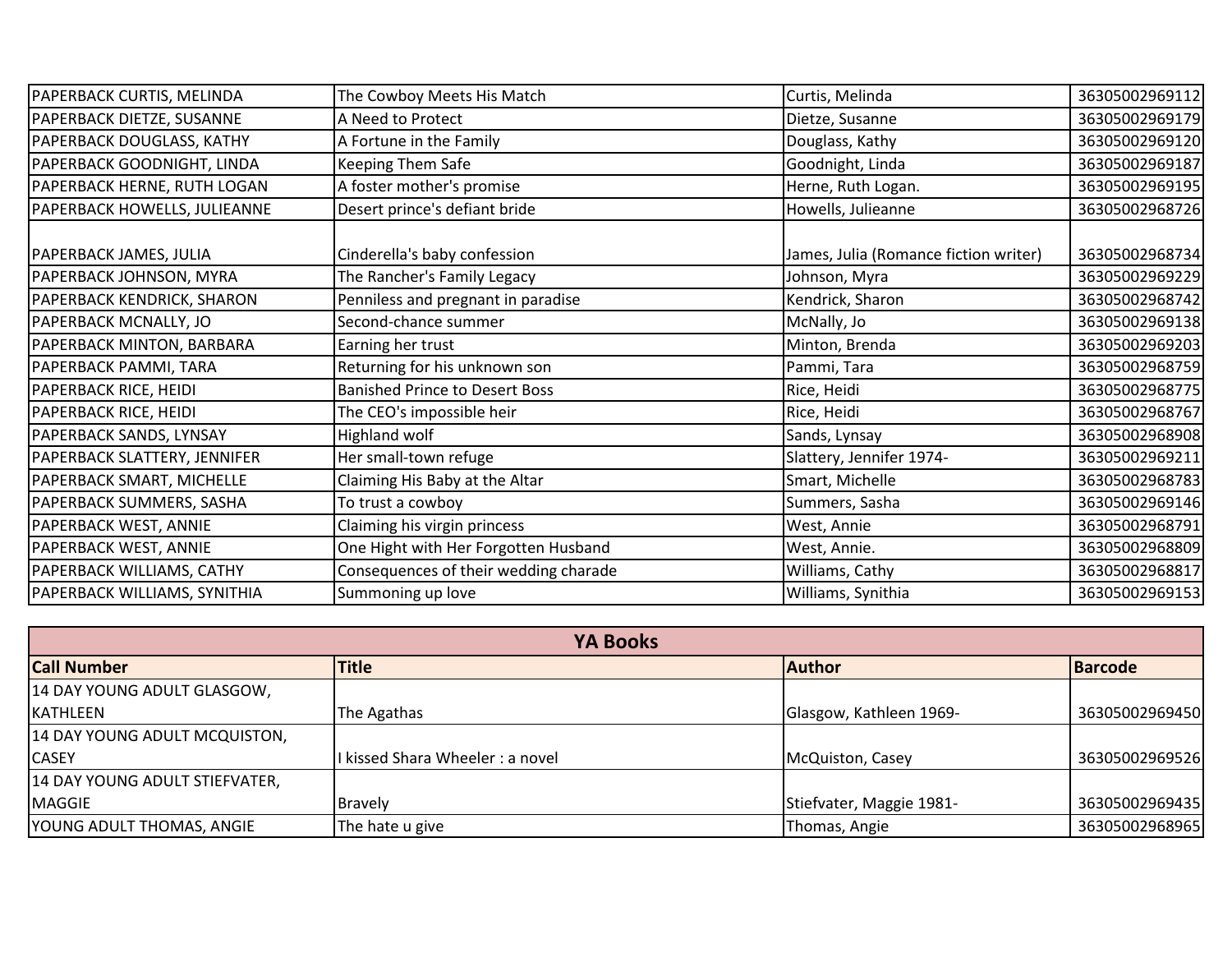| | | | |
|---|---|---|---|
| PAPERBACK CURTIS, MELINDA | The Cowboy Meets His Match | Curtis, Melinda | 36305002969112 |
| PAPERBACK DIETZE, SUSANNE | A Need to Protect | Dietze, Susanne | 36305002969179 |
| PAPERBACK DOUGLASS, KATHY | A Fortune in the Family | Douglass, Kathy | 36305002969120 |
| PAPERBACK GOODNIGHT, LINDA | Keeping Them Safe | Goodnight, Linda | 36305002969187 |
| PAPERBACK HERNE, RUTH LOGAN | A foster mother's promise | Herne, Ruth Logan. | 36305002969195 |
| PAPERBACK HOWELLS, JULIEANNE | Desert prince's defiant bride | Howells, Julieanne | 36305002968726 |
| PAPERBACK JAMES, JULIA | Cinderella's baby confession | James, Julia (Romance fiction writer) | 36305002968734 |
| PAPERBACK JOHNSON, MYRA | The Rancher's Family Legacy | Johnson, Myra | 36305002969229 |
| PAPERBACK KENDRICK, SHARON | Penniless and pregnant in paradise | Kendrick, Sharon | 36305002968742 |
| PAPERBACK MCNALLY, JO | Second-chance summer | McNally, Jo | 36305002969138 |
| PAPERBACK MINTON, BARBARA | Earning her trust | Minton, Brenda | 36305002969203 |
| PAPERBACK PAMMI, TARA | Returning for his unknown son | Pammi, Tara | 36305002968759 |
| PAPERBACK RICE, HEIDI | Banished Prince to Desert Boss | Rice, Heidi | 36305002968775 |
| PAPERBACK RICE, HEIDI | The CEO's impossible heir | Rice, Heidi | 36305002968767 |
| PAPERBACK SANDS, LYNSAY | Highland wolf | Sands, Lynsay | 36305002968908 |
| PAPERBACK SLATTERY, JENNIFER | Her small-town refuge | Slattery, Jennifer 1974- | 36305002969211 |
| PAPERBACK SMART, MICHELLE | Claiming His Baby at the Altar | Smart, Michelle | 36305002968783 |
| PAPERBACK SUMMERS, SASHA | To trust a cowboy | Summers, Sasha | 36305002969146 |
| PAPERBACK WEST, ANNIE | Claiming his virgin princess | West, Annie | 36305002968791 |
| PAPERBACK WEST, ANNIE | One Hight with Her Forgotten Husband | West, Annie. | 36305002968809 |
| PAPERBACK WILLIAMS, CATHY | Consequences of their wedding charade | Williams, Cathy | 36305002968817 |
| PAPERBACK WILLIAMS, SYNITHIA | Summoning up love | Williams, Synithia | 36305002969153 |

## YA Books

| Call Number | Title | Author | Barcode |
|---|---|---|---|
| 14 DAY YOUNG ADULT GLASGOW, KATHLEEN | The Agathas | Glasgow, Kathleen 1969- | 36305002969450 |
| 14 DAY YOUNG ADULT MCQUISTON, CASEY | I kissed Shara Wheeler : a novel | McQuiston, Casey | 36305002969526 |
| 14 DAY YOUNG ADULT STIEFVATER, MAGGIE | Bravely | Stiefvater, Maggie 1981- | 36305002969435 |
| YOUNG ADULT THOMAS, ANGIE | The hate u give | Thomas, Angie | 36305002968965 |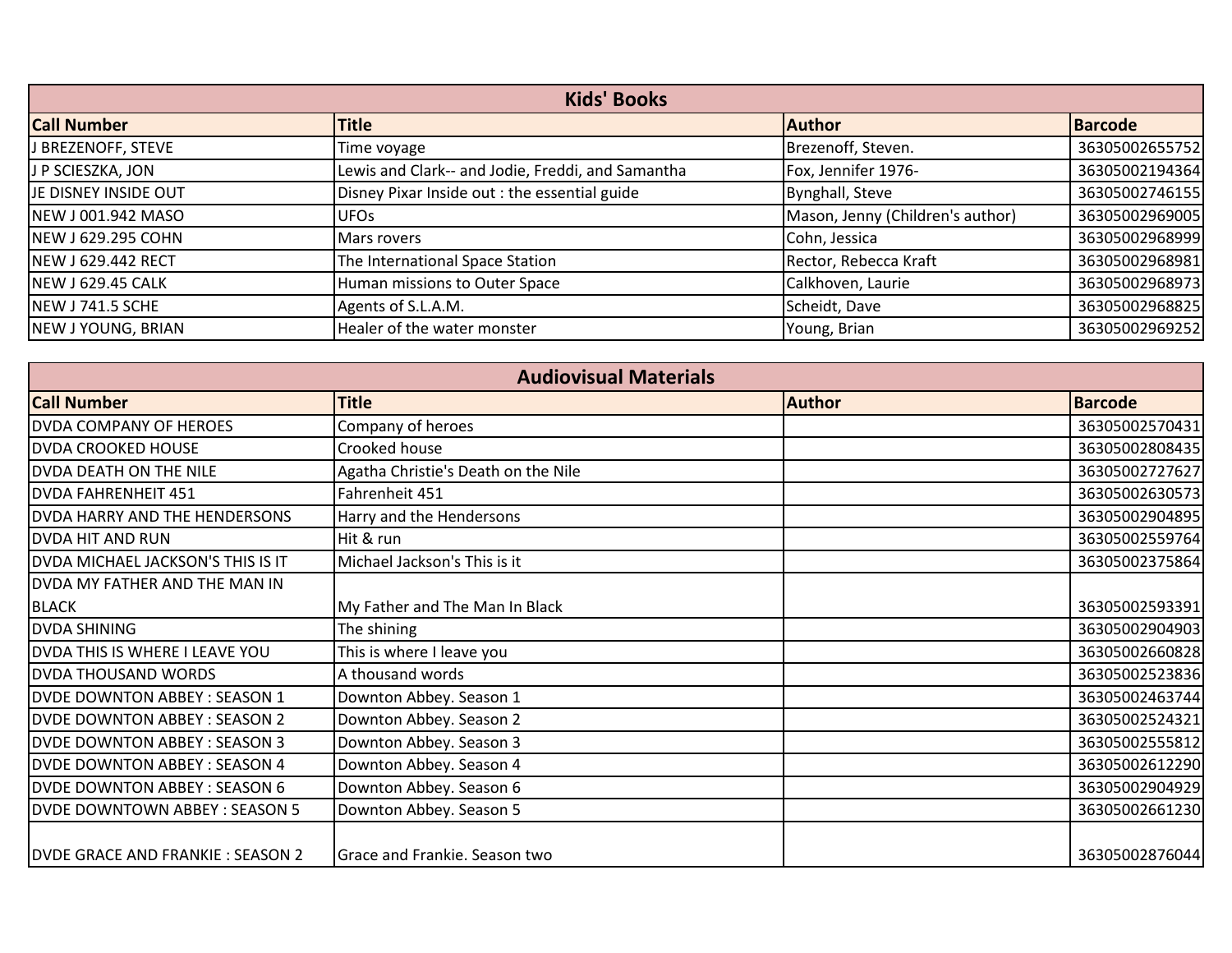| Kids' Books | | | |
|---|---|---|---|
| **Call Number** | **Title** | **Author** | **Barcode** |
| J BREZENOFF, STEVE | Time voyage | Brezenoff, Steven. | 36305002655752 |
| J P SCIESZKA, JON | Lewis and Clark-- and Jodie, Freddi, and Samantha | Fox, Jennifer 1976- | 36305002194364 |
| JE DISNEY INSIDE OUT | Disney Pixar Inside out : the essential guide | Bynghall, Steve | 36305002746155 |
| NEW J 001.942 MASO | UFOs | Mason, Jenny (Children's author) | 36305002969005 |
| NEW J 629.295 COHN | Mars rovers | Cohn, Jessica | 36305002968999 |
| NEW J 629.442 RECT | The International Space Station | Rector, Rebecca Kraft | 36305002968981 |
| NEW J 629.45 CALK | Human missions to Outer Space | Calkhoven, Laurie | 36305002968973 |
| NEW J 741.5 SCHE | Agents of S.L.A.M. | Scheidt, Dave | 36305002968825 |
| NEW J YOUNG, BRIAN | Healer of the water monster | Young, Brian | 36305002969252 |

| Audiovisual Materials | | | |
|---|---|---|---|
| **Call Number** | **Title** | **Author** | **Barcode** |
| DVDA COMPANY OF HEROES | Company of heroes | | 36305002570431 |
| DVDA CROOKED HOUSE | Crooked house | | 36305002808435 |
| DVDA DEATH ON THE NILE | Agatha Christie's Death on the Nile | | 36305002727627 |
| DVDA FAHRENHEIT 451 | Fahrenheit 451 | | 36305002630573 |
| DVDA HARRY AND THE HENDERSONS | Harry and the Hendersons | | 36305002904895 |
| DVDA HIT AND RUN | Hit & run | | 36305002559764 |
| DVDA MICHAEL JACKSON'S THIS IS IT | Michael Jackson's This is it | | 36305002375864 |
| DVDA MY FATHER AND THE MAN IN BLACK | My Father and The Man In Black | | 36305002593391 |
| DVDA SHINING | The shining | | 36305002904903 |
| DVDA THIS IS WHERE I LEAVE YOU | This is where I leave you | | 36305002660828 |
| DVDA THOUSAND WORDS | A thousand words | | 36305002523836 |
| DVDE DOWNTON ABBEY : SEASON 1 | Downton Abbey. Season 1 | | 36305002463744 |
| DVDE DOWNTON ABBEY : SEASON 2 | Downton Abbey. Season 2 | | 36305002524321 |
| DVDE DOWNTON ABBEY : SEASON 3 | Downton Abbey. Season 3 | | 36305002555812 |
| DVDE DOWNTON ABBEY : SEASON 4 | Downton Abbey. Season 4 | | 36305002612290 |
| DVDE DOWNTON ABBEY : SEASON 6 | Downton Abbey. Season 6 | | 36305002904929 |
| DVDE DOWNTOWN ABBEY : SEASON 5 | Downton Abbey. Season 5 | | 36305002661230 |
| DVDE GRACE AND FRANKIE : SEASON 2 | Grace and Frankie. Season two | | 36305002876044 |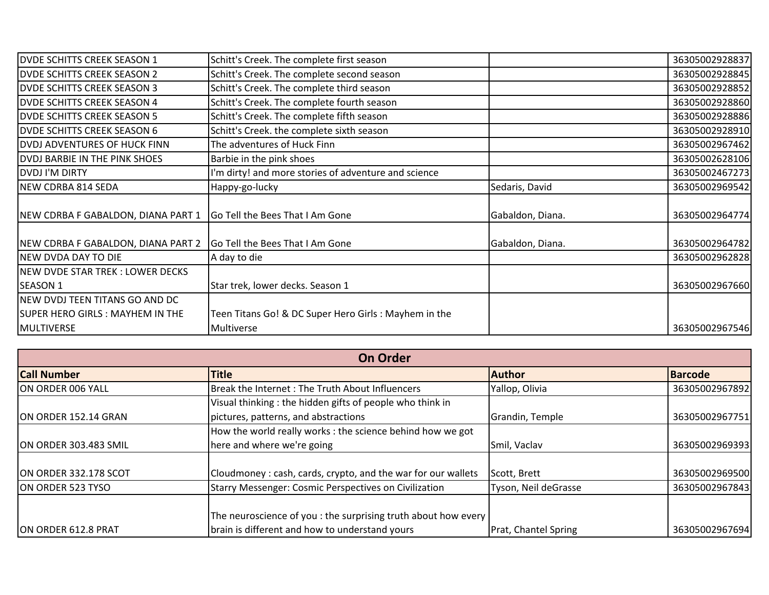| | | | |
|---|---|---|---|
| DVDE SCHITTS CREEK SEASON 1 | Schitt's Creek. The complete first season | | 36305002928837 |
| DVDE SCHITTS CREEK SEASON 2 | Schitt's Creek. The complete second season | | 36305002928845 |
| DVDE SCHITTS CREEK SEASON 3 | Schitt's Creek. The complete third season | | 36305002928852 |
| DVDE SCHITTS CREEK SEASON 4 | Schitt's Creek. The complete fourth season | | 36305002928860 |
| DVDE SCHITTS CREEK SEASON 5 | Schitt's Creek. The complete fifth season | | 36305002928886 |
| DVDE SCHITTS CREEK SEASON 6 | Schitt's Creek. the complete sixth season | | 36305002928910 |
| DVDJ ADVENTURES OF HUCK FINN | The adventures of Huck Finn | | 36305002967462 |
| DVDJ BARBIE IN THE PINK SHOES | Barbie in the pink shoes | | 36305002628106 |
| DVDJ I'M DIRTY | I'm dirty! and more stories of adventure and science | | 36305002467273 |
| NEW CDRBA 814 SEDA | Happy-go-lucky | Sedaris, David | 36305002969542 |
| NEW CDRBA F GABALDON, DIANA PART 1 | Go Tell the Bees That I Am Gone | Gabaldon, Diana. | 36305002964774 |
| NEW CDRBA F GABALDON, DIANA PART 2 | Go Tell the Bees That I Am Gone | Gabaldon, Diana. | 36305002964782 |
| NEW DVDA DAY TO DIE | A day to die | | 36305002962828 |
| NEW DVDE STAR TREK : LOWER DECKS SEASON 1 | Star trek, lower decks. Season 1 | | 36305002967660 |
| NEW DVDJ TEEN TITANS GO AND DC SUPER HERO GIRLS : MAYHEM IN THE MULTIVERSE | Teen Titans Go! & DC Super Hero Girls : Mayhem in the Multiverse | | 36305002967546 |

## On Order

| Call Number | Title | Author | Barcode |
|---|---|---|---|
| ON ORDER 006 YALL | Break the Internet : The Truth About Influencers | Yallop, Olivia | 36305002967892 |
| ON ORDER 152.14 GRAN | Visual thinking : the hidden gifts of people who think in pictures, patterns, and abstractions | Grandin, Temple | 36305002967751 |
| ON ORDER 303.483 SMIL | How the world really works : the science behind how we got here and where we're going | Smil, Vaclav | 36305002969393 |
| ON ORDER 332.178 SCOT | Cloudmoney : cash, cards, crypto, and the war for our wallets | Scott, Brett | 36305002969500 |
| ON ORDER 523 TYSO | Starry Messenger: Cosmic Perspectives on Civilization | Tyson, Neil deGrasse | 36305002967843 |
| ON ORDER 612.8 PRAT | The neuroscience of you : the surprising truth about how every brain is different and how to understand yours | Prat, Chantel Spring | 36305002967694 |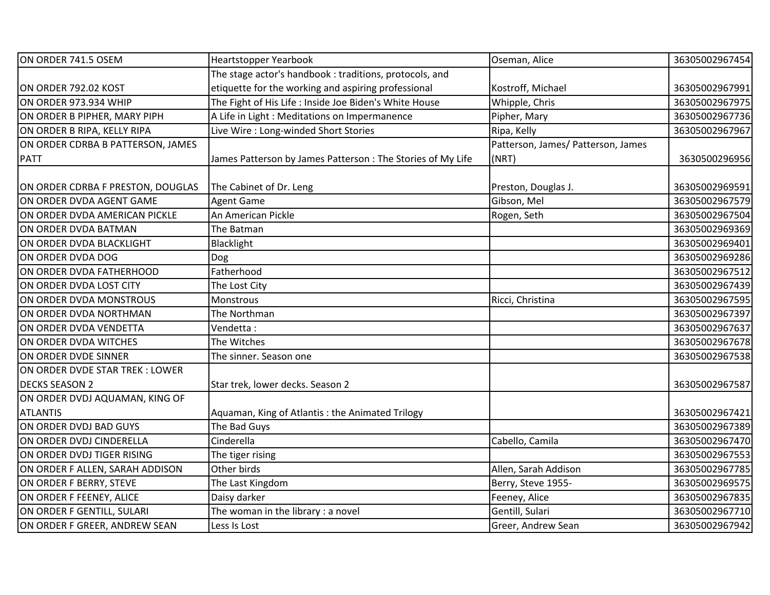| ON ORDER 741.5 OSEM | Heartstopper Yearbook | Oseman, Alice | 36305002967454 |
|---|---|---|---|
| ON ORDER 792.02 KOST | The stage actor's handbook : traditions, protocols, and etiquette for the working and aspiring professional | Kostroff, Michael | 36305002967991 |
| ON ORDER 973.934 WHIP | The Fight of His Life : Inside Joe Biden's White House | Whipple, Chris | 36305002967975 |
| ON ORDER B PIPHER, MARY PIPH | A Life in Light : Meditations on Impermanence | Pipher, Mary | 36305002967736 |
| ON ORDER B RIPA, KELLY RIPA | Live Wire : Long-winded Short Stories | Ripa, Kelly | 36305002967967 |
| ON ORDER CDRBA B PATTERSON, JAMES PATT | James Patterson by James Patterson : The Stories of My Life | Patterson, James/ Patterson, James (NRT) | 3630500296956 |
| ON ORDER CDRBA F PRESTON, DOUGLAS | The Cabinet of Dr. Leng | Preston, Douglas J. | 36305002969591 |
| ON ORDER DVDA AGENT GAME | Agent Game | Gibson, Mel | 36305002967579 |
| ON ORDER DVDA AMERICAN PICKLE | An American Pickle | Rogen, Seth | 36305002967504 |
| ON ORDER DVDA BATMAN | The Batman | | 36305002969369 |
| ON ORDER DVDA BLACKLIGHT | Blacklight | | 36305002969401 |
| ON ORDER DVDA DOG | Dog | | 36305002969286 |
| ON ORDER DVDA FATHERHOOD | Fatherhood | | 36305002967512 |
| ON ORDER DVDA LOST CITY | The Lost City | | 36305002967439 |
| ON ORDER DVDA MONSTROUS | Monstrous | Ricci, Christina | 36305002967595 |
| ON ORDER DVDA NORTHMAN | The Northman | | 36305002967397 |
| ON ORDER DVDA VENDETTA | Vendetta : | | 36305002967637 |
| ON ORDER DVDA WITCHES | The Witches | | 36305002967678 |
| ON ORDER DVDE SINNER | The sinner. Season one | | 36305002967538 |
| ON ORDER DVDE STAR TREK : LOWER DECKS SEASON 2 | Star trek, lower decks. Season 2 | | 36305002967587 |
| ON ORDER DVDJ AQUAMAN, KING OF ATLANTIS | Aquaman, King of Atlantis : the Animated Trilogy | | 36305002967421 |
| ON ORDER DVDJ BAD GUYS | The Bad Guys | | 36305002967389 |
| ON ORDER DVDJ CINDERELLA | Cinderella | Cabello, Camila | 36305002967470 |
| ON ORDER DVDJ TIGER RISING | The tiger rising | | 36305002967553 |
| ON ORDER F ALLEN, SARAH ADDISON | Other birds | Allen, Sarah Addison | 36305002967785 |
| ON ORDER F BERRY, STEVE | The Last Kingdom | Berry, Steve 1955- | 36305002969575 |
| ON ORDER F FEENEY, ALICE | Daisy darker | Feeney, Alice | 36305002967835 |
| ON ORDER F GENTILL, SULARI | The woman in the library : a novel | Gentill, Sulari | 36305002967710 |
| ON ORDER F GREER, ANDREW SEAN | Less Is Lost | Greer, Andrew Sean | 36305002967942 |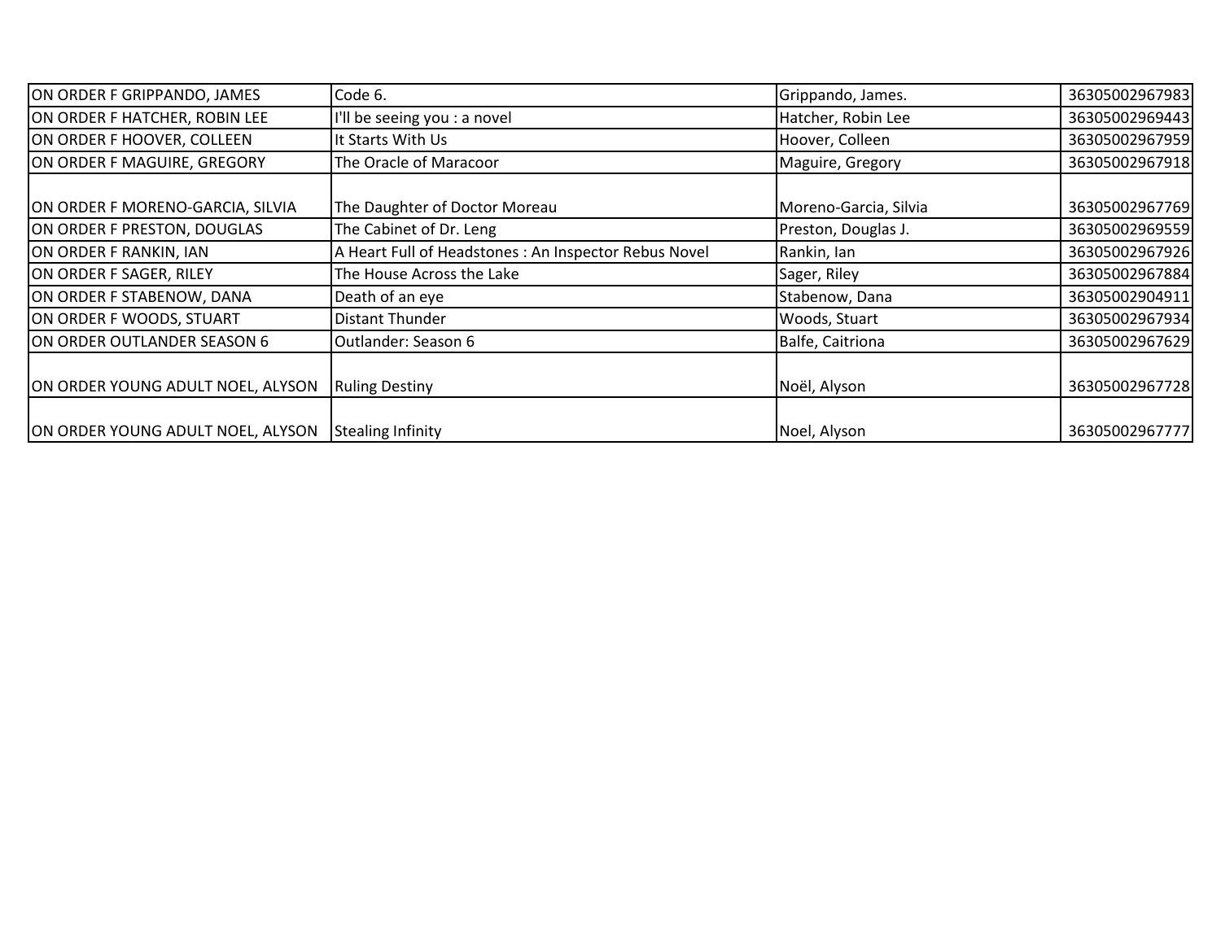| | | | |
|---|---|---|---|
| ON ORDER F GRIPPANDO, JAMES | Code 6. | Grippando, James. | 36305002967983 |
| ON ORDER F HATCHER, ROBIN LEE | I'll be seeing you : a novel | Hatcher, Robin Lee | 36305002969443 |
| ON ORDER F HOOVER, COLLEEN | It Starts With Us | Hoover, Colleen | 36305002967959 |
| ON ORDER F MAGUIRE, GREGORY | The Oracle of Maracoor | Maguire, Gregory | 36305002967918 |
| ON ORDER F MORENO-GARCIA, SILVIA | The Daughter of Doctor Moreau | Moreno-Garcia, Silvia | 36305002967769 |
| ON ORDER F PRESTON, DOUGLAS | The Cabinet of Dr. Leng | Preston, Douglas J. | 36305002969559 |
| ON ORDER F RANKIN, IAN | A Heart Full of Headstones : An Inspector Rebus Novel | Rankin, Ian | 36305002967926 |
| ON ORDER F SAGER, RILEY | The House Across the Lake | Sager, Riley | 36305002967884 |
| ON ORDER F STABENOW, DANA | Death of an eye | Stabenow, Dana | 36305002904911 |
| ON ORDER F WOODS, STUART | Distant Thunder | Woods, Stuart | 36305002967934 |
| ON ORDER OUTLANDER SEASON 6 | Outlander: Season 6 | Balfe, Caitriona | 36305002967629 |
| ON ORDER YOUNG ADULT NOEL, ALYSON | Ruling Destiny | Noël, Alyson | 36305002967728 |
| ON ORDER YOUNG ADULT NOEL, ALYSON | Stealing Infinity | Noel, Alyson | 36305002967777 |